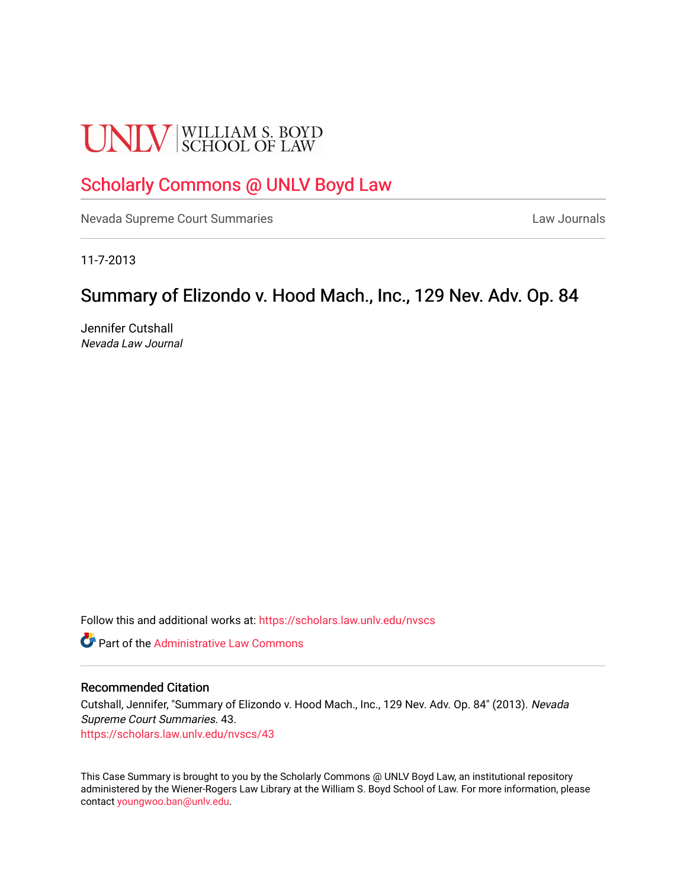UNLV | WILLIAM S. BOYD SCHOOL OF LAW

# Scholarly Commons @ UNLV Boyd Law

Nevada Supreme Court Summaries | Law Journals

11-7-2013

## Summary of Elizondo v. Hood Mach., Inc., 129 Nev. Adv. Op. 84

Jennifer Cutshall
*Nevada Law Journal*

Follow this and additional works at: https://scholars.law.unlv.edu/nvscs

Part of the Administrative Law Commons

### Recommended Citation

Cutshall, Jennifer, "Summary of Elizondo v. Hood Mach., Inc., 129 Nev. Adv. Op. 84" (2013). *Nevada Supreme Court Summaries*. 43.
https://scholars.law.unlv.edu/nvscs/43

This Case Summary is brought to you by the Scholarly Commons @ UNLV Boyd Law, an institutional repository administered by the Wiener-Rogers Law Library at the William S. Boyd School of Law. For more information, please contact youngwoo.ban@unlv.edu.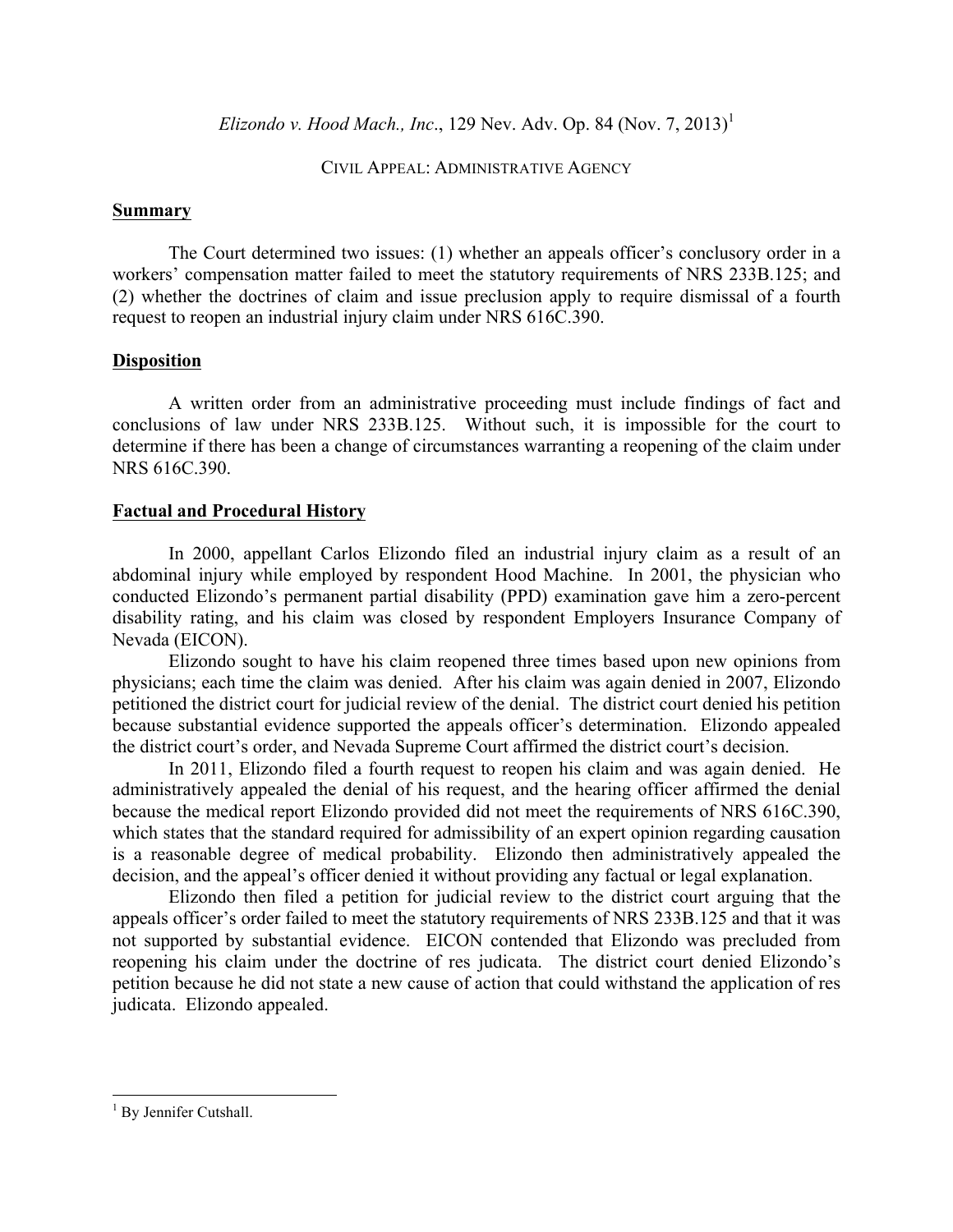*Elizondo v. Hood Mach., Inc.*, 129 Nev. Adv. Op. 84 (Nov. 7, 2013)[1]

CIVIL APPEAL: ADMINISTRATIVE AGENCY

## Summary

The Court determined two issues: (1) whether an appeals officer's conclusory order in a workers' compensation matter failed to meet the statutory requirements of NRS 233B.125; and (2) whether the doctrines of claim and issue preclusion apply to require dismissal of a fourth request to reopen an industrial injury claim under NRS 616C.390.

## Disposition

A written order from an administrative proceeding must include findings of fact and conclusions of law under NRS 233B.125. Without such, it is impossible for the court to determine if there has been a change of circumstances warranting a reopening of the claim under NRS 616C.390.

## Factual and Procedural History

In 2000, appellant Carlos Elizondo filed an industrial injury claim as a result of an abdominal injury while employed by respondent Hood Machine. In 2001, the physician who conducted Elizondo's permanent partial disability (PPD) examination gave him a zero-percent disability rating, and his claim was closed by respondent Employers Insurance Company of Nevada (EICON).

Elizondo sought to have his claim reopened three times based upon new opinions from physicians; each time the claim was denied. After his claim was again denied in 2007, Elizondo petitioned the district court for judicial review of the denial. The district court denied his petition because substantial evidence supported the appeals officer's determination. Elizondo appealed the district court's order, and Nevada Supreme Court affirmed the district court's decision.

In 2011, Elizondo filed a fourth request to reopen his claim and was again denied. He administratively appealed the denial of his request, and the hearing officer affirmed the denial because the medical report Elizondo provided did not meet the requirements of NRS 616C.390, which states that the standard required for admissibility of an expert opinion regarding causation is a reasonable degree of medical probability. Elizondo then administratively appealed the decision, and the appeal's officer denied it without providing any factual or legal explanation.

Elizondo then filed a petition for judicial review to the district court arguing that the appeals officer's order failed to meet the statutory requirements of NRS 233B.125 and that it was not supported by substantial evidence. EICON contended that Elizondo was precluded from reopening his claim under the doctrine of res judicata. The district court denied Elizondo's petition because he did not state a new cause of action that could withstand the application of res judicata. Elizondo appealed.

---

[1] By Jennifer Cutshall.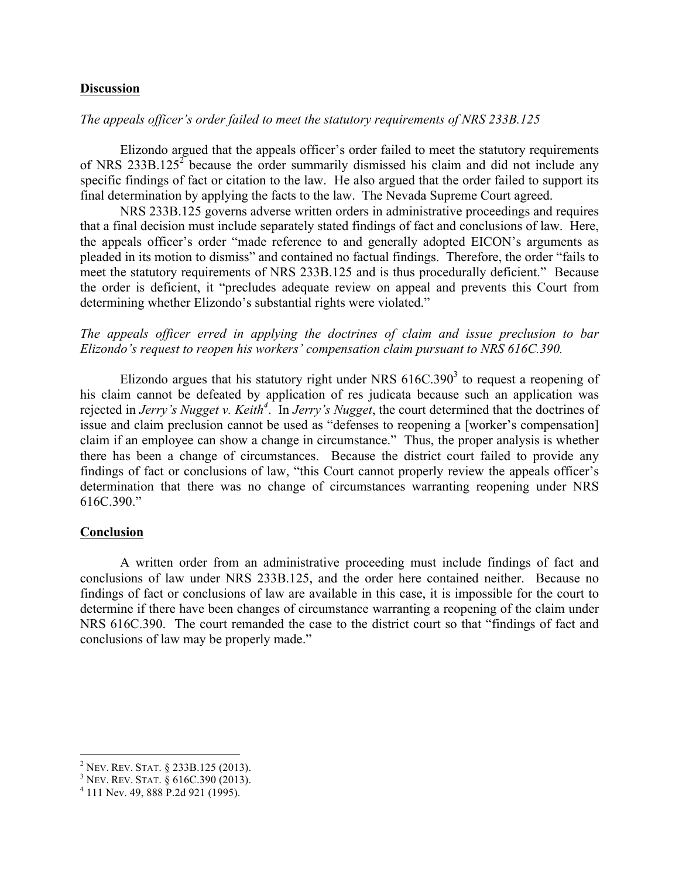**Discussion**

*The appeals officer's order failed to meet the statutory requirements of NRS 233B.125*

Elizondo argued that the appeals officer's order failed to meet the statutory requirements of NRS 233B.125[2] because the order summarily dismissed his claim and did not include any specific findings of fact or citation to the law. He also argued that the order failed to support its final determination by applying the facts to the law. The Nevada Supreme Court agreed.

NRS 233B.125 governs adverse written orders in administrative proceedings and requires that a final decision must include separately stated findings of fact and conclusions of law. Here, the appeals officer's order "made reference to and generally adopted EICON's arguments as pleaded in its motion to dismiss" and contained no factual findings. Therefore, the order "fails to meet the statutory requirements of NRS 233B.125 and is thus procedurally deficient." Because the order is deficient, it "precludes adequate review on appeal and prevents this Court from determining whether Elizondo's substantial rights were violated."

*The appeals officer erred in applying the doctrines of claim and issue preclusion to bar Elizondo's request to reopen his workers' compensation claim pursuant to NRS 616C.390.*

Elizondo argues that his statutory right under NRS 616C.390[3] to request a reopening of his claim cannot be defeated by application of res judicata because such an application was rejected in *Jerry's Nugget v. Keith*[4]. In *Jerry's Nugget*, the court determined that the doctrines of issue and claim preclusion cannot be used as "defenses to reopening a [worker's compensation] claim if an employee can show a change in circumstance." Thus, the proper analysis is whether there has been a change of circumstances. Because the district court failed to provide any findings of fact or conclusions of law, "this Court cannot properly review the appeals officer's determination that there was no change of circumstances warranting reopening under NRS 616C.390."

**Conclusion**

A written order from an administrative proceeding must include findings of fact and conclusions of law under NRS 233B.125, and the order here contained neither. Because no findings of fact or conclusions of law are available in this case, it is impossible for the court to determine if there have been changes of circumstance warranting a reopening of the claim under NRS 616C.390. The court remanded the case to the district court so that "findings of fact and conclusions of law may be properly made."

---

[2] NEV. REV. STAT. § 233B.125 (2013).

[3] NEV. REV. STAT. § 616C.390 (2013).

[4] 111 Nev. 49, 888 P.2d 921 (1995).